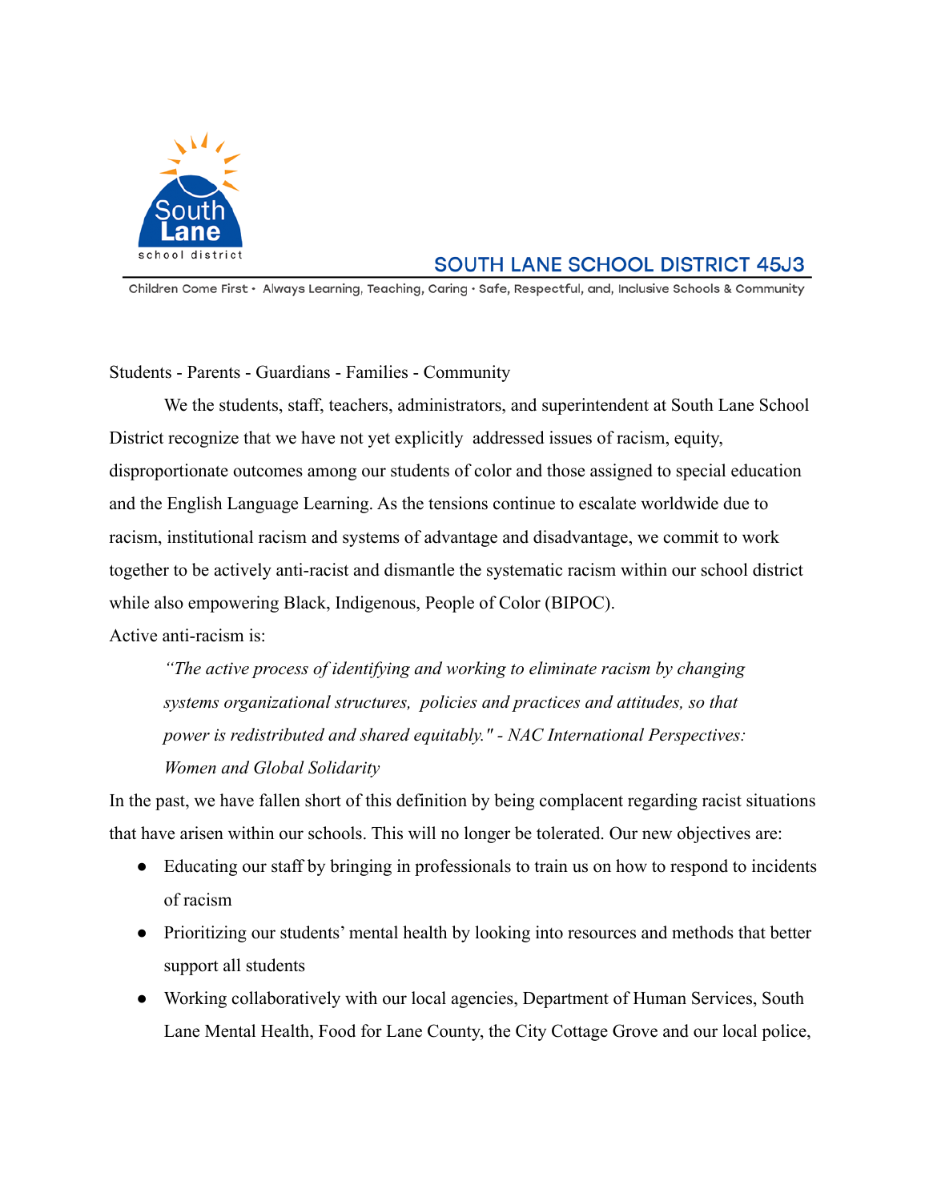South Lane school district

# SOUTH LANE SCHOOL DISTRICT 45J3

Children Come First • Always Learning, Teaching, Caring • Safe, Respectful, and, Inclusive Schools & Community

Students - Parents - Guardians - Families - Community

We the students, staff, teachers, administrators, and superintendent at South Lane School District recognize that we have not yet explicitly addressed issues of racism, equity, disproportionate outcomes among our students of color and those assigned to special education and the English Language Learning. As the tensions continue to escalate worldwide due to racism, institutional racism and systems of advantage and disadvantage, we commit to work together to be actively anti-racist and dismantle the systematic racism within our school district while also empowering Black, Indigenous, People of Color (BIPOC).

Active anti-racism is:

> *"The active process of identifying and working to eliminate racism by changing systems organizational structures, policies and practices and attitudes, so that power is redistributed and shared equitably." - NAC International Perspectives: Women and Global Solidarity*

In the past, we have fallen short of this definition by being complacent regarding racist situations that have arisen within our schools. This will no longer be tolerated. Our new objectives are:

- Educating our staff by bringing in professionals to train us on how to respond to incidents of racism
- Prioritizing our students' mental health by looking into resources and methods that better support all students
- Working collaboratively with our local agencies, Department of Human Services, South Lane Mental Health, Food for Lane County, the City Cottage Grove and our local police,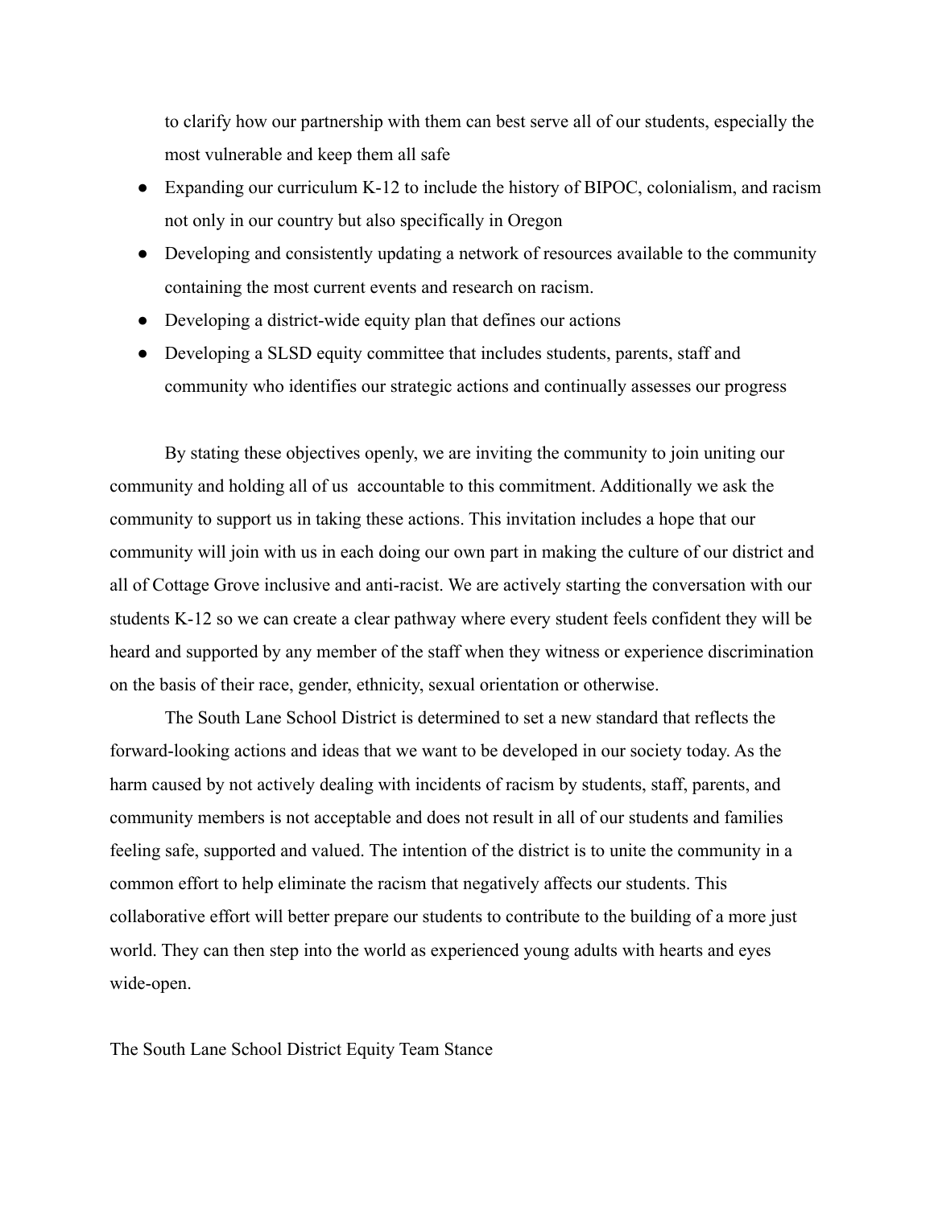to clarify how our partnership with them can best serve all of our students, especially the most vulnerable and keep them all safe

- Expanding our curriculum K-12 to include the history of BIPOC, colonialism, and racism not only in our country but also specifically in Oregon
- Developing and consistently updating a network of resources available to the community containing the most current events and research on racism.
- Developing a district-wide equity plan that defines our actions
- Developing a SLSD equity committee that includes students, parents, staff and community who identifies our strategic actions and continually assesses our progress

By stating these objectives openly, we are inviting the community to join uniting our community and holding all of us accountable to this commitment. Additionally we ask the community to support us in taking these actions. This invitation includes a hope that our community will join with us in each doing our own part in making the culture of our district and all of Cottage Grove inclusive and anti-racist. We are actively starting the conversation with our students K-12 so we can create a clear pathway where every student feels confident they will be heard and supported by any member of the staff when they witness or experience discrimination on the basis of their race, gender, ethnicity, sexual orientation or otherwise.

The South Lane School District is determined to set a new standard that reflects the forward-looking actions and ideas that we want to be developed in our society today. As the harm caused by not actively dealing with incidents of racism by students, staff, parents, and community members is not acceptable and does not result in all of our students and families feeling safe, supported and valued. The intention of the district is to unite the community in a common effort to help eliminate the racism that negatively affects our students. This collaborative effort will better prepare our students to contribute to the building of a more just world. They can then step into the world as experienced young adults with hearts and eyes wide-open.

The South Lane School District Equity Team Stance